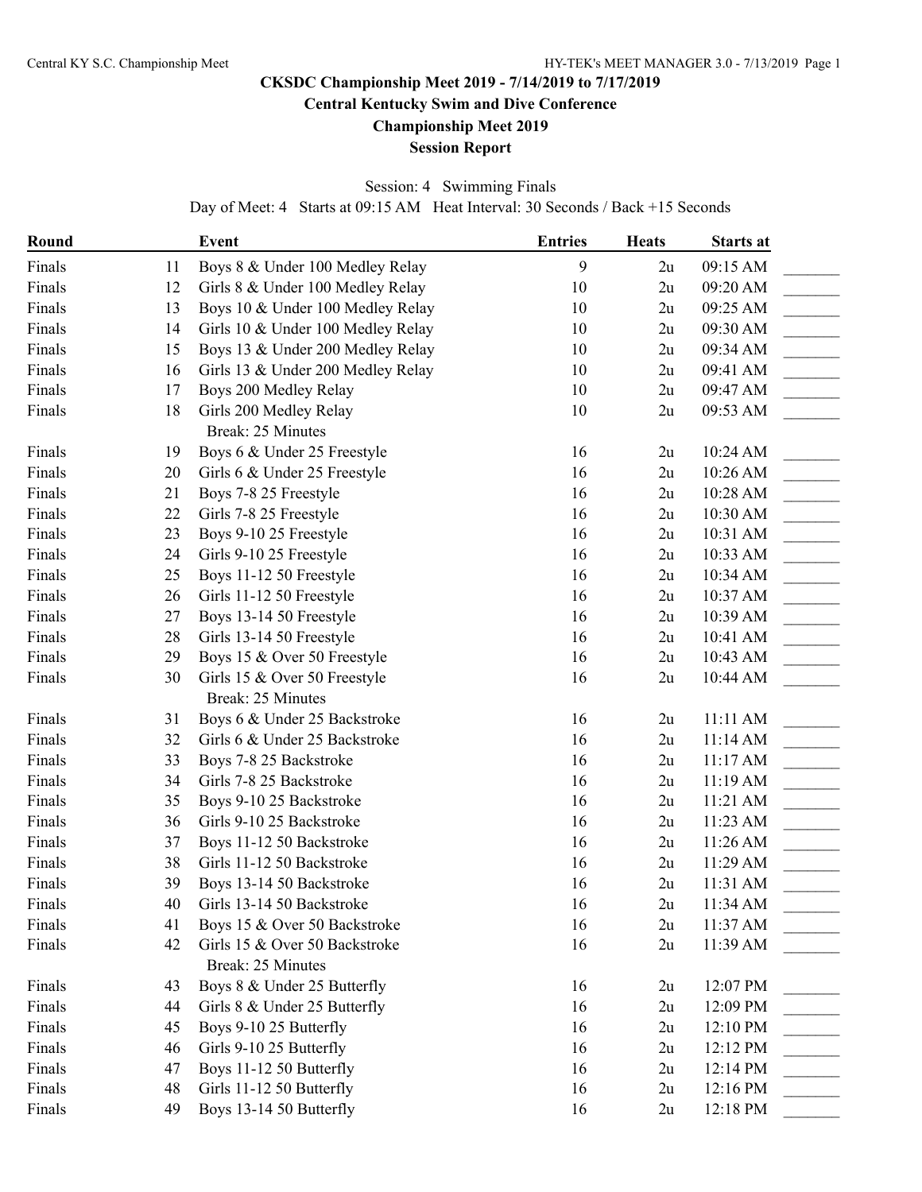**CKSDC Championship Meet 2019 - 7/14/2019 to 7/17/2019**

**Central Kentucky Swim and Dive Conference**

**Championship Meet 2019**

**Session Report**

Session: 4 Swimming Finals

Day of Meet: 4 Starts at 09:15 AM Heat Interval: 30 Seconds / Back +15 Seconds

| Round | | Event | Entries | Heats | Starts at | |
|---|---|---|---|---|---|---|
| Finals | 11 | Boys 8 & Under 100 Medley Relay | 9 | 2u | 09:15 AM | _______ |
| Finals | 12 | Girls 8 & Under 100 Medley Relay | 10 | 2u | 09:20 AM | _______ |
| Finals | 13 | Boys 10 & Under 100 Medley Relay | 10 | 2u | 09:25 AM | _______ |
| Finals | 14 | Girls 10 & Under 100 Medley Relay | 10 | 2u | 09:30 AM | _______ |
| Finals | 15 | Boys 13 & Under 200 Medley Relay | 10 | 2u | 09:34 AM | _______ |
| Finals | 16 | Girls 13 & Under 200 Medley Relay | 10 | 2u | 09:41 AM | _______ |
| Finals | 17 | Boys 200 Medley Relay | 10 | 2u | 09:47 AM | _______ |
| Finals | 18 | Girls 200 Medley Relay | 10 | 2u | 09:53 AM | _______ |
| | | Break: 25 Minutes | | | | |
| Finals | 19 | Boys 6 & Under 25 Freestyle | 16 | 2u | 10:24 AM | _______ |
| Finals | 20 | Girls 6 & Under 25 Freestyle | 16 | 2u | 10:26 AM | _______ |
| Finals | 21 | Boys 7-8 25 Freestyle | 16 | 2u | 10:28 AM | _______ |
| Finals | 22 | Girls 7-8 25 Freestyle | 16 | 2u | 10:30 AM | _______ |
| Finals | 23 | Boys 9-10 25 Freestyle | 16 | 2u | 10:31 AM | _______ |
| Finals | 24 | Girls 9-10 25 Freestyle | 16 | 2u | 10:33 AM | _______ |
| Finals | 25 | Boys 11-12 50 Freestyle | 16 | 2u | 10:34 AM | _______ |
| Finals | 26 | Girls 11-12 50 Freestyle | 16 | 2u | 10:37 AM | _______ |
| Finals | 27 | Boys 13-14 50 Freestyle | 16 | 2u | 10:39 AM | _______ |
| Finals | 28 | Girls 13-14 50 Freestyle | 16 | 2u | 10:41 AM | _______ |
| Finals | 29 | Boys 15 & Over 50 Freestyle | 16 | 2u | 10:43 AM | _______ |
| Finals | 30 | Girls 15 & Over 50 Freestyle | 16 | 2u | 10:44 AM | _______ |
| | | Break: 25 Minutes | | | | |
| Finals | 31 | Boys 6 & Under 25 Backstroke | 16 | 2u | 11:11 AM | _______ |
| Finals | 32 | Girls 6 & Under 25 Backstroke | 16 | 2u | 11:14 AM | _______ |
| Finals | 33 | Boys 7-8 25 Backstroke | 16 | 2u | 11:17 AM | _______ |
| Finals | 34 | Girls 7-8 25 Backstroke | 16 | 2u | 11:19 AM | _______ |
| Finals | 35 | Boys 9-10 25 Backstroke | 16 | 2u | 11:21 AM | _______ |
| Finals | 36 | Girls 9-10 25 Backstroke | 16 | 2u | 11:23 AM | _______ |
| Finals | 37 | Boys 11-12 50 Backstroke | 16 | 2u | 11:26 AM | _______ |
| Finals | 38 | Girls 11-12 50 Backstroke | 16 | 2u | 11:29 AM | _______ |
| Finals | 39 | Boys 13-14 50 Backstroke | 16 | 2u | 11:31 AM | _______ |
| Finals | 40 | Girls 13-14 50 Backstroke | 16 | 2u | 11:34 AM | _______ |
| Finals | 41 | Boys 15 & Over 50 Backstroke | 16 | 2u | 11:37 AM | _______ |
| Finals | 42 | Girls 15 & Over 50 Backstroke | 16 | 2u | 11:39 AM | _______ |
| | | Break: 25 Minutes | | | | |
| Finals | 43 | Boys 8 & Under 25 Butterfly | 16 | 2u | 12:07 PM | _______ |
| Finals | 44 | Girls 8 & Under 25 Butterfly | 16 | 2u | 12:09 PM | _______ |
| Finals | 45 | Boys 9-10 25 Butterfly | 16 | 2u | 12:10 PM | _______ |
| Finals | 46 | Girls 9-10 25 Butterfly | 16 | 2u | 12:12 PM | _______ |
| Finals | 47 | Boys 11-12 50 Butterfly | 16 | 2u | 12:14 PM | _______ |
| Finals | 48 | Girls 11-12 50 Butterfly | 16 | 2u | 12:16 PM | _______ |
| Finals | 49 | Boys 13-14 50 Butterfly | 16 | 2u | 12:18 PM | _______ |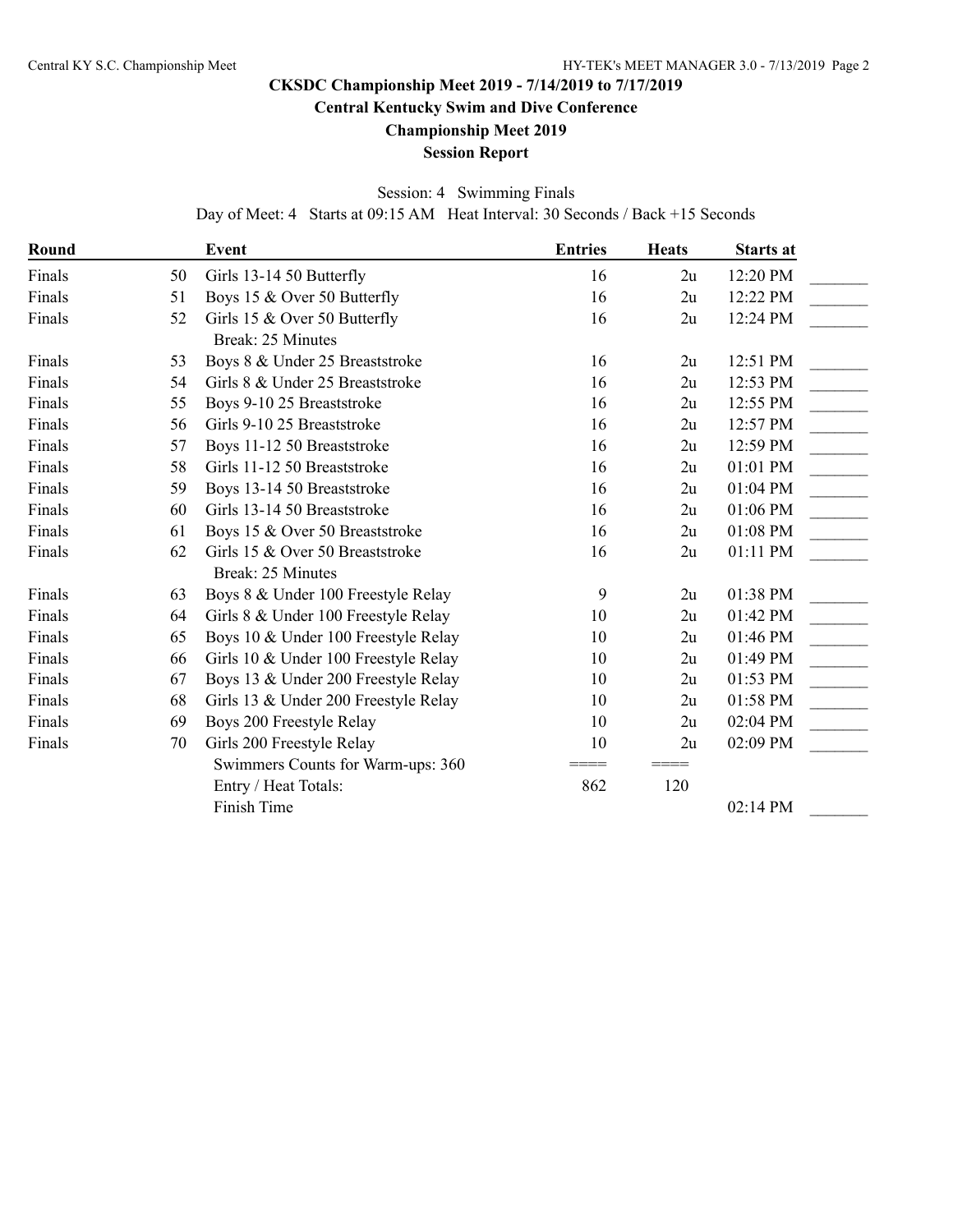**CKSDC Championship Meet 2019 - 7/14/2019 to 7/17/2019**

**Central Kentucky Swim and Dive Conference**

**Championship Meet 2019**

**Session Report**

Session: 4 Swimming Finals

Day of Meet: 4 Starts at 09:15 AM Heat Interval: 30 Seconds / Back +15 Seconds

| Round | | Event | Entries | Heats | Starts at | |
|---|---|---|---|---|---|---|
| Finals | 50 | Girls 13-14 50 Butterfly | 16 | 2u | 12:20 PM | _______ |
| Finals | 51 | Boys 15 & Over 50 Butterfly | 16 | 2u | 12:22 PM | _______ |
| Finals | 52 | Girls 15 & Over 50 Butterfly | 16 | 2u | 12:24 PM | _______ |
| | | Break: 25 Minutes | | | | |
| Finals | 53 | Boys 8 & Under 25 Breaststroke | 16 | 2u | 12:51 PM | _______ |
| Finals | 54 | Girls 8 & Under 25 Breaststroke | 16 | 2u | 12:53 PM | _______ |
| Finals | 55 | Boys 9-10 25 Breaststroke | 16 | 2u | 12:55 PM | _______ |
| Finals | 56 | Girls 9-10 25 Breaststroke | 16 | 2u | 12:57 PM | _______ |
| Finals | 57 | Boys 11-12 50 Breaststroke | 16 | 2u | 12:59 PM | _______ |
| Finals | 58 | Girls 11-12 50 Breaststroke | 16 | 2u | 01:01 PM | _______ |
| Finals | 59 | Boys 13-14 50 Breaststroke | 16 | 2u | 01:04 PM | _______ |
| Finals | 60 | Girls 13-14 50 Breaststroke | 16 | 2u | 01:06 PM | _______ |
| Finals | 61 | Boys 15 & Over 50 Breaststroke | 16 | 2u | 01:08 PM | _______ |
| Finals | 62 | Girls 15 & Over 50 Breaststroke | 16 | 2u | 01:11 PM | _______ |
| | | Break: 25 Minutes | | | | |
| Finals | 63 | Boys 8 & Under 100 Freestyle Relay | 9 | 2u | 01:38 PM | _______ |
| Finals | 64 | Girls 8 & Under 100 Freestyle Relay | 10 | 2u | 01:42 PM | _______ |
| Finals | 65 | Boys 10 & Under 100 Freestyle Relay | 10 | 2u | 01:46 PM | _______ |
| Finals | 66 | Girls 10 & Under 100 Freestyle Relay | 10 | 2u | 01:49 PM | _______ |
| Finals | 67 | Boys 13 & Under 200 Freestyle Relay | 10 | 2u | 01:53 PM | _______ |
| Finals | 68 | Girls 13 & Under 200 Freestyle Relay | 10 | 2u | 01:58 PM | _______ |
| Finals | 69 | Boys 200 Freestyle Relay | 10 | 2u | 02:04 PM | _______ |
| Finals | 70 | Girls 200 Freestyle Relay | 10 | 2u | 02:09 PM | _______ |
| | | Swimmers Counts for Warm-ups: 360 | ==== | ==== | | |
| | | Entry / Heat Totals: | 862 | 120 | | |
| | | Finish Time | | | 02:14 PM | _______ |